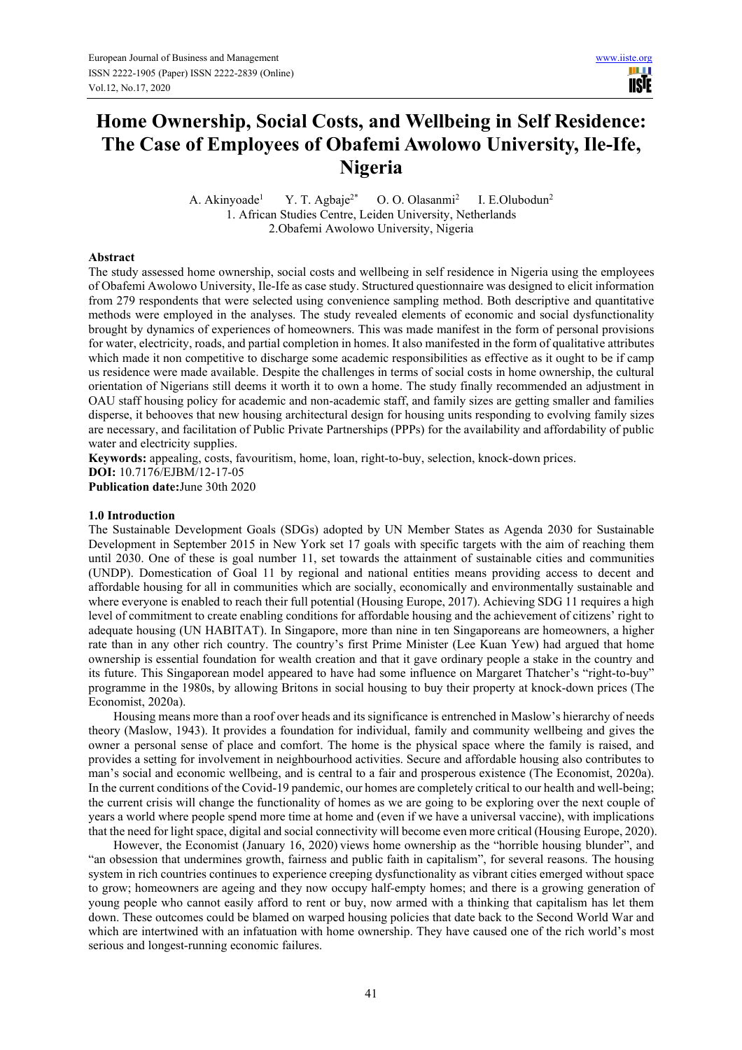# Home Ownership, Social Costs, and Wellbeing in Self Residence: The Case of Employees of Obafemi Awolowo University, Ile-Ife, Nigeria

A. Akinyoade[1] Y. T. Agbaje[2*] O. O. Olasanmi[2] I. E.Olubodun[2]

1. African Studies Centre, Leiden University, Netherlands
2. Obafemi Awolowo University, Nigeria

### Abstract

The study assessed home ownership, social costs and wellbeing in self residence in Nigeria using the employees of Obafemi Awolowo University, Ile-Ife as case study. Structured questionnaire was designed to elicit information from 279 respondents that were selected using convenience sampling method. Both descriptive and quantitative methods were employed in the analyses. The study revealed elements of economic and social dysfunctionality brought by dynamics of experiences of homeowners. This was made manifest in the form of personal provisions for water, electricity, roads, and partial completion in homes. It also manifested in the form of qualitative attributes which made it non competitive to discharge some academic responsibilities as effective as it ought to be if camp us residence were made available. Despite the challenges in terms of social costs in home ownership, the cultural orientation of Nigerians still deems it worth it to own a home. The study finally recommended an adjustment in OAU staff housing policy for academic and non-academic staff, and family sizes are getting smaller and families disperse, it behooves that new housing architectural design for housing units responding to evolving family sizes are necessary, and facilitation of Public Private Partnerships (PPPs) for the availability and affordability of public water and electricity supplies.

**Keywords:** appealing, costs, favouritism, home, loan, right-to-buy, selection, knock-down prices.

**DOI:** 10.7176/EJBM/12-17-05

**Publication date:** June 30th 2020

## 1.0 Introduction

The Sustainable Development Goals (SDGs) adopted by UN Member States as Agenda 2030 for Sustainable Development in September 2015 in New York set 17 goals with specific targets with the aim of reaching them until 2030. One of these is goal number 11, set towards the attainment of sustainable cities and communities (UNDP). Domestication of Goal 11 by regional and national entities means providing access to decent and affordable housing for all in communities which are socially, economically and environmentally sustainable and where everyone is enabled to reach their full potential (Housing Europe, 2017). Achieving SDG 11 requires a high level of commitment to create enabling conditions for affordable housing and the achievement of citizens' right to adequate housing (UN HABITAT). In Singapore, more than nine in ten Singaporeans are homeowners, a higher rate than in any other rich country. The country's first Prime Minister (Lee Kuan Yew) had argued that home ownership is essential foundation for wealth creation and that it gave ordinary people a stake in the country and its future. This Singaporean model appeared to have had some influence on Margaret Thatcher's "right-to-buy" programme in the 1980s, by allowing Britons in social housing to buy their property at knock-down prices (The Economist, 2020a).

Housing means more than a roof over heads and its significance is entrenched in Maslow's hierarchy of needs theory (Maslow, 1943). It provides a foundation for individual, family and community wellbeing and gives the owner a personal sense of place and comfort. The home is the physical space where the family is raised, and provides a setting for involvement in neighbourhood activities. Secure and affordable housing also contributes to man's social and economic wellbeing, and is central to a fair and prosperous existence (The Economist, 2020a). In the current conditions of the Covid-19 pandemic, our homes are completely critical to our health and well-being; the current crisis will change the functionality of homes as we are going to be exploring over the next couple of years a world where people spend more time at home and (even if we have a universal vaccine), with implications that the need for light space, digital and social connectivity will become even more critical (Housing Europe, 2020).

However, the Economist (January 16, 2020) views home ownership as the "horrible housing blunder", and "an obsession that undermines growth, fairness and public faith in capitalism", for several reasons. The housing system in rich countries continues to experience creeping dysfunctionality as vibrant cities emerged without space to grow; homeowners are ageing and they now occupy half-empty homes; and there is a growing generation of young people who cannot easily afford to rent or buy, now armed with a thinking that capitalism has let them down. These outcomes could be blamed on warped housing policies that date back to the Second World War and which are intertwined with an infatuation with home ownership. They have caused one of the rich world's most serious and longest-running economic failures.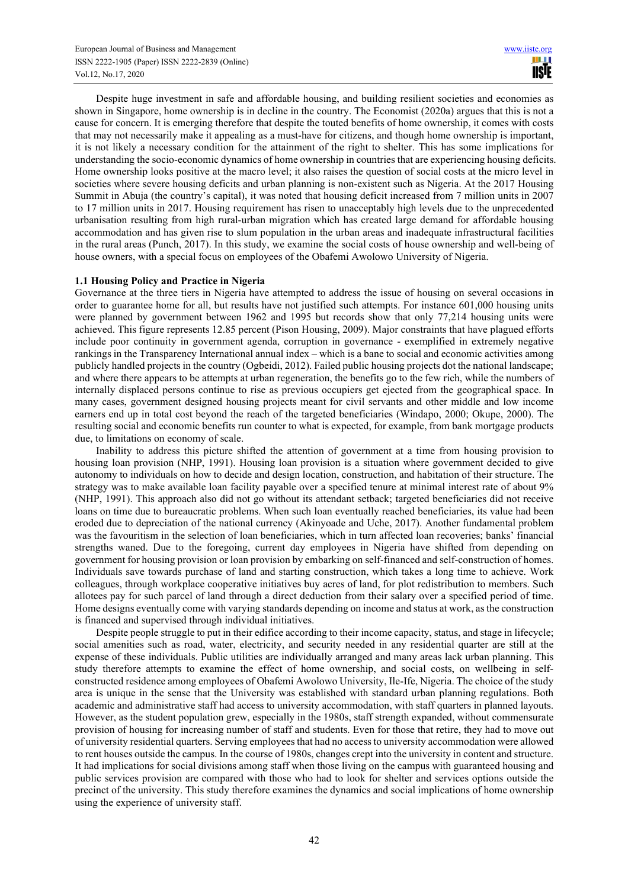Despite huge investment in safe and affordable housing, and building resilient societies and economies as shown in Singapore, home ownership is in decline in the country. The Economist (2020a) argues that this is not a cause for concern. It is emerging therefore that despite the touted benefits of home ownership, it comes with costs that may not necessarily make it appealing as a must-have for citizens, and though home ownership is important, it is not likely a necessary condition for the attainment of the right to shelter. This has some implications for understanding the socio-economic dynamics of home ownership in countries that are experiencing housing deficits. Home ownership looks positive at the macro level; it also raises the question of social costs at the micro level in societies where severe housing deficits and urban planning is non-existent such as Nigeria. At the 2017 Housing Summit in Abuja (the country's capital), it was noted that housing deficit increased from 7 million units in 2007 to 17 million units in 2017. Housing requirement has risen to unacceptably high levels due to the unprecedented urbanisation resulting from high rural-urban migration which has created large demand for affordable housing accommodation and has given rise to slum population in the urban areas and inadequate infrastructural facilities in the rural areas (Punch, 2017). In this study, we examine the social costs of house ownership and well-being of house owners, with a special focus on employees of the Obafemi Awolowo University of Nigeria.

### 1.1 Housing Policy and Practice in Nigeria

Governance at the three tiers in Nigeria have attempted to address the issue of housing on several occasions in order to guarantee home for all, but results have not justified such attempts. For instance 601,000 housing units were planned by government between 1962 and 1995 but records show that only 77,214 housing units were achieved. This figure represents 12.85 percent (Pison Housing, 2009). Major constraints that have plagued efforts include poor continuity in government agenda, corruption in governance - exemplified in extremely negative rankings in the Transparency International annual index – which is a bane to social and economic activities among publicly handled projects in the country (Ogbeidi, 2012). Failed public housing projects dot the national landscape; and where there appears to be attempts at urban regeneration, the benefits go to the few rich, while the numbers of internally displaced persons continue to rise as previous occupiers get ejected from the geographical space. In many cases, government designed housing projects meant for civil servants and other middle and low income earners end up in total cost beyond the reach of the targeted beneficiaries (Windapo, 2000; Okupe, 2000). The resulting social and economic benefits run counter to what is expected, for example, from bank mortgage products due, to limitations on economy of scale.

Inability to address this picture shifted the attention of government at a time from housing provision to housing loan provision (NHP, 1991). Housing loan provision is a situation where government decided to give autonomy to individuals on how to decide and design location, construction, and habitation of their structure. The strategy was to make available loan facility payable over a specified tenure at minimal interest rate of about 9% (NHP, 1991). This approach also did not go without its attendant setback; targeted beneficiaries did not receive loans on time due to bureaucratic problems. When such loan eventually reached beneficiaries, its value had been eroded due to depreciation of the national currency (Akinyoade and Uche, 2017). Another fundamental problem was the favouritism in the selection of loan beneficiaries, which in turn affected loan recoveries; banks' financial strengths waned. Due to the foregoing, current day employees in Nigeria have shifted from depending on government for housing provision or loan provision by embarking on self-financed and self-construction of homes. Individuals save towards purchase of land and starting construction, which takes a long time to achieve. Work colleagues, through workplace cooperative initiatives buy acres of land, for plot redistribution to members. Such allotees pay for such parcel of land through a direct deduction from their salary over a specified period of time. Home designs eventually come with varying standards depending on income and status at work, as the construction is financed and supervised through individual initiatives.

Despite people struggle to put in their edifice according to their income capacity, status, and stage in lifecycle; social amenities such as road, water, electricity, and security needed in any residential quarter are still at the expense of these individuals. Public utilities are individually arranged and many areas lack urban planning. This study therefore attempts to examine the effect of home ownership, and social costs, on wellbeing in self-constructed residence among employees of Obafemi Awolowo University, Ile-Ife, Nigeria. The choice of the study area is unique in the sense that the University was established with standard urban planning regulations. Both academic and administrative staff had access to university accommodation, with staff quarters in planned layouts. However, as the student population grew, especially in the 1980s, staff strength expanded, without commensurate provision of housing for increasing number of staff and students. Even for those that retire, they had to move out of university residential quarters. Serving employees that had no access to university accommodation were allowed to rent houses outside the campus. In the course of 1980s, changes crept into the university in content and structure. It had implications for social divisions among staff when those living on the campus with guaranteed housing and public services provision are compared with those who had to look for shelter and services options outside the precinct of the university. This study therefore examines the dynamics and social implications of home ownership using the experience of university staff.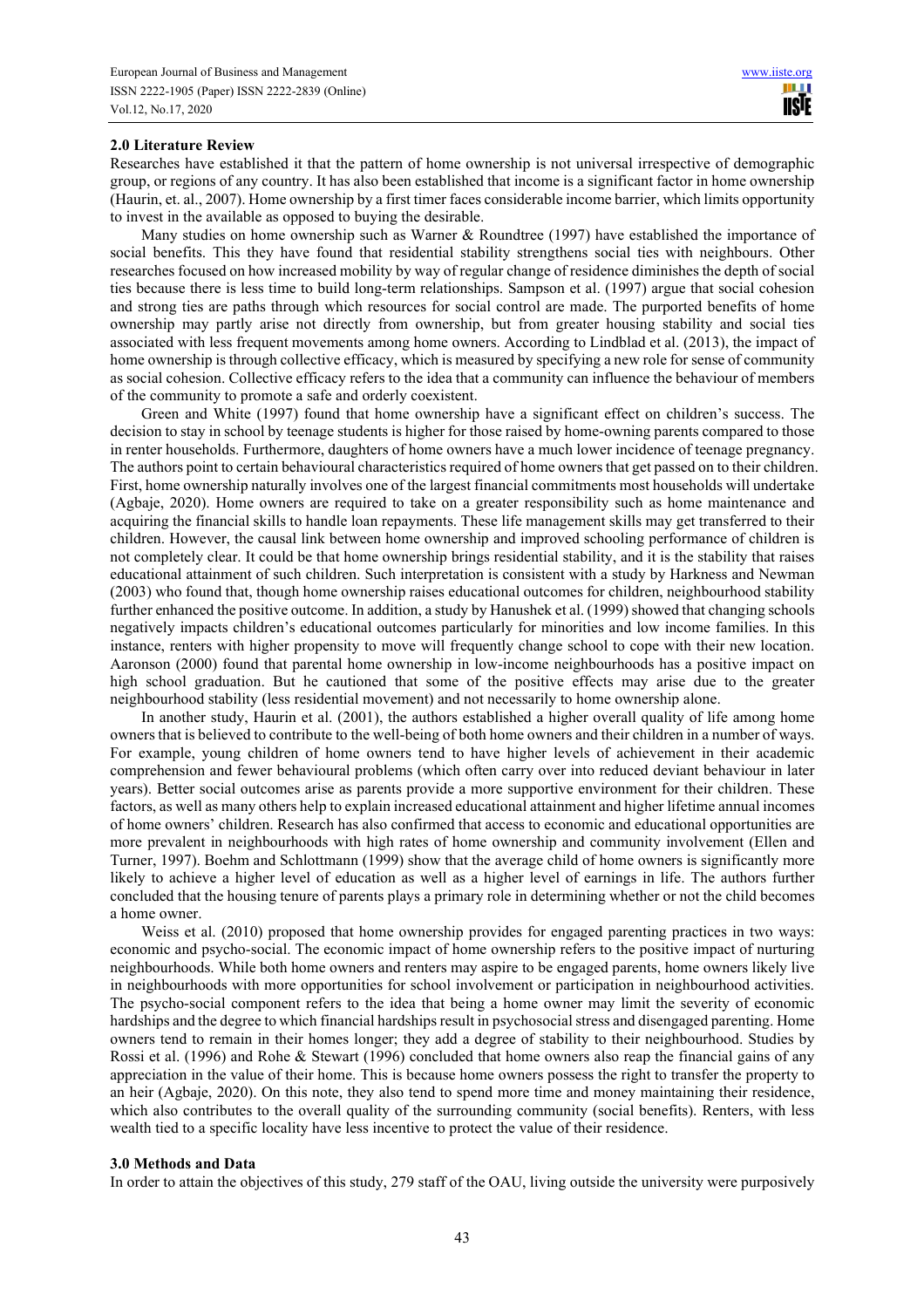## 2.0 Literature Review

Researches have established it that the pattern of home ownership is not universal irrespective of demographic group, or regions of any country. It has also been established that income is a significant factor in home ownership (Haurin, et. al., 2007). Home ownership by a first timer faces considerable income barrier, which limits opportunity to invest in the available as opposed to buying the desirable.

Many studies on home ownership such as Warner & Roundtree (1997) have established the importance of social benefits. This they have found that residential stability strengthens social ties with neighbours. Other researches focused on how increased mobility by way of regular change of residence diminishes the depth of social ties because there is less time to build long-term relationships. Sampson et al. (1997) argue that social cohesion and strong ties are paths through which resources for social control are made. The purported benefits of home ownership may partly arise not directly from ownership, but from greater housing stability and social ties associated with less frequent movements among home owners. According to Lindblad et al. (2013), the impact of home ownership is through collective efficacy, which is measured by specifying a new role for sense of community as social cohesion. Collective efficacy refers to the idea that a community can influence the behaviour of members of the community to promote a safe and orderly coexistent.

Green and White (1997) found that home ownership have a significant effect on children's success. The decision to stay in school by teenage students is higher for those raised by home-owning parents compared to those in renter households. Furthermore, daughters of home owners have a much lower incidence of teenage pregnancy. The authors point to certain behavioural characteristics required of home owners that get passed on to their children. First, home ownership naturally involves one of the largest financial commitments most households will undertake (Agbaje, 2020). Home owners are required to take on a greater responsibility such as home maintenance and acquiring the financial skills to handle loan repayments. These life management skills may get transferred to their children. However, the causal link between home ownership and improved schooling performance of children is not completely clear. It could be that home ownership brings residential stability, and it is the stability that raises educational attainment of such children. Such interpretation is consistent with a study by Harkness and Newman (2003) who found that, though home ownership raises educational outcomes for children, neighbourhood stability further enhanced the positive outcome. In addition, a study by Hanushek et al. (1999) showed that changing schools negatively impacts children's educational outcomes particularly for minorities and low income families. In this instance, renters with higher propensity to move will frequently change school to cope with their new location. Aaronson (2000) found that parental home ownership in low-income neighbourhoods has a positive impact on high school graduation. But he cautioned that some of the positive effects may arise due to the greater neighbourhood stability (less residential movement) and not necessarily to home ownership alone.

In another study, Haurin et al. (2001), the authors established a higher overall quality of life among home owners that is believed to contribute to the well-being of both home owners and their children in a number of ways. For example, young children of home owners tend to have higher levels of achievement in their academic comprehension and fewer behavioural problems (which often carry over into reduced deviant behaviour in later years). Better social outcomes arise as parents provide a more supportive environment for their children. These factors, as well as many others help to explain increased educational attainment and higher lifetime annual incomes of home owners' children. Research has also confirmed that access to economic and educational opportunities are more prevalent in neighbourhoods with high rates of home ownership and community involvement (Ellen and Turner, 1997). Boehm and Schlottmann (1999) show that the average child of home owners is significantly more likely to achieve a higher level of education as well as a higher level of earnings in life. The authors further concluded that the housing tenure of parents plays a primary role in determining whether or not the child becomes a home owner.

Weiss et al. (2010) proposed that home ownership provides for engaged parenting practices in two ways: economic and psycho-social. The economic impact of home ownership refers to the positive impact of nurturing neighbourhoods. While both home owners and renters may aspire to be engaged parents, home owners likely live in neighbourhoods with more opportunities for school involvement or participation in neighbourhood activities. The psycho-social component refers to the idea that being a home owner may limit the severity of economic hardships and the degree to which financial hardships result in psychosocial stress and disengaged parenting. Home owners tend to remain in their homes longer; they add a degree of stability to their neighbourhood. Studies by Rossi et al. (1996) and Rohe & Stewart (1996) concluded that home owners also reap the financial gains of any appreciation in the value of their home. This is because home owners possess the right to transfer the property to an heir (Agbaje, 2020). On this note, they also tend to spend more time and money maintaining their residence, which also contributes to the overall quality of the surrounding community (social benefits). Renters, with less wealth tied to a specific locality have less incentive to protect the value of their residence.

## 3.0 Methods and Data

In order to attain the objectives of this study, 279 staff of the OAU, living outside the university were purposively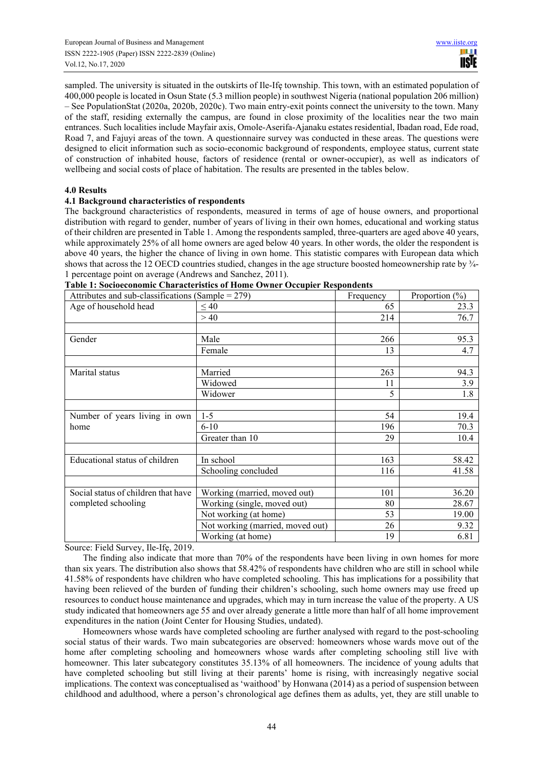sampled. The university is situated in the outskirts of Ile-Ifẹ township. This town, with an estimated population of 400,000 people is located in Osun State (5.3 million people) in southwest Nigeria (national population 206 million) – See PopulationStat (2020a, 2020b, 2020c). Two main entry-exit points connect the university to the town. Many of the staff, residing externally the campus, are found in close proximity of the localities near the two main entrances. Such localities include Mayfair axis, Omole-Aserifa-Ajanaku estates residential, Ibadan road, Ede road, Road 7, and Fajuyi areas of the town. A questionnaire survey was conducted in these areas. The questions were designed to elicit information such as socio-economic background of respondents, employee status, current state of construction of inhabited house, factors of residence (rental or owner-occupier), as well as indicators of wellbeing and social costs of place of habitation. The results are presented in the tables below.

## 4.0 Results

### 4.1 Background characteristics of respondents

The background characteristics of respondents, measured in terms of age of house owners, and proportional distribution with regard to gender, number of years of living in their own homes, educational and working status of their children are presented in Table 1. Among the respondents sampled, three-quarters are aged above 40 years, while approximately 25% of all home owners are aged below 40 years. In other words, the older the respondent is above 40 years, the higher the chance of living in own home. This statistic compares with European data which shows that across the 12 OECD countries studied, changes in the age structure boosted homeownership rate by ¾-1 percentage point on average (Andrews and Sanchez, 2011).

**Table 1: Socioeconomic Characteristics of Home Owner Occupier Respondents**

| Attributes and sub-classifications (Sample = 279) | | Frequency | Proportion (%) |
|---|---|---|---|
| Age of household head | ≤ 40 | 65 | 23.3 |
| | > 40 | 214 | 76.7 |
| | | | |
| Gender | Male | 266 | 95.3 |
| | Female | 13 | 4.7 |
| | | | |
| Marital status | Married | 263 | 94.3 |
| | Widowed | 11 | 3.9 |
| | Widower | 5 | 1.8 |
| | | | |
| Number of years living in own home | 1-5 | 54 | 19.4 |
| | 6-10 | 196 | 70.3 |
| | Greater than 10 | 29 | 10.4 |
| | | | |
| Educational status of children | In school | 163 | 58.42 |
| | Schooling concluded | 116 | 41.58 |
| | | | |
| Social status of children that have completed schooling | Working (married, moved out) | 101 | 36.20 |
| | Working (single, moved out) | 80 | 28.67 |
| | Not working (at home) | 53 | 19.00 |
| | Not working (married, moved out) | 26 | 9.32 |
| | Working (at home) | 19 | 6.81 |

Source: Field Survey, Ile-Ifẹ, 2019.

The finding also indicate that more than 70% of the respondents have been living in own homes for more than six years. The distribution also shows that 58.42% of respondents have children who are still in school while 41.58% of respondents have children who have completed schooling. This has implications for a possibility that having been relieved of the burden of funding their children's schooling, such home owners may use freed up resources to conduct house maintenance and upgrades, which may in turn increase the value of the property. A US study indicated that homeowners age 55 and over already generate a little more than half of all home improvement expenditures in the nation (Joint Center for Housing Studies, undated).

Homeowners whose wards have completed schooling are further analysed with regard to the post-schooling social status of their wards. Two main subcategories are observed: homeowners whose wards move out of the home after completing schooling and homeowners whose wards after completing schooling still live with homeowner. This later subcategory constitutes 35.13% of all homeowners. The incidence of young adults that have completed schooling but still living at their parents' home is rising, with increasingly negative social implications. The context was conceptualised as 'waithood' by Honwana (2014) as a period of suspension between childhood and adulthood, where a person's chronological age defines them as adults, yet, they are still unable to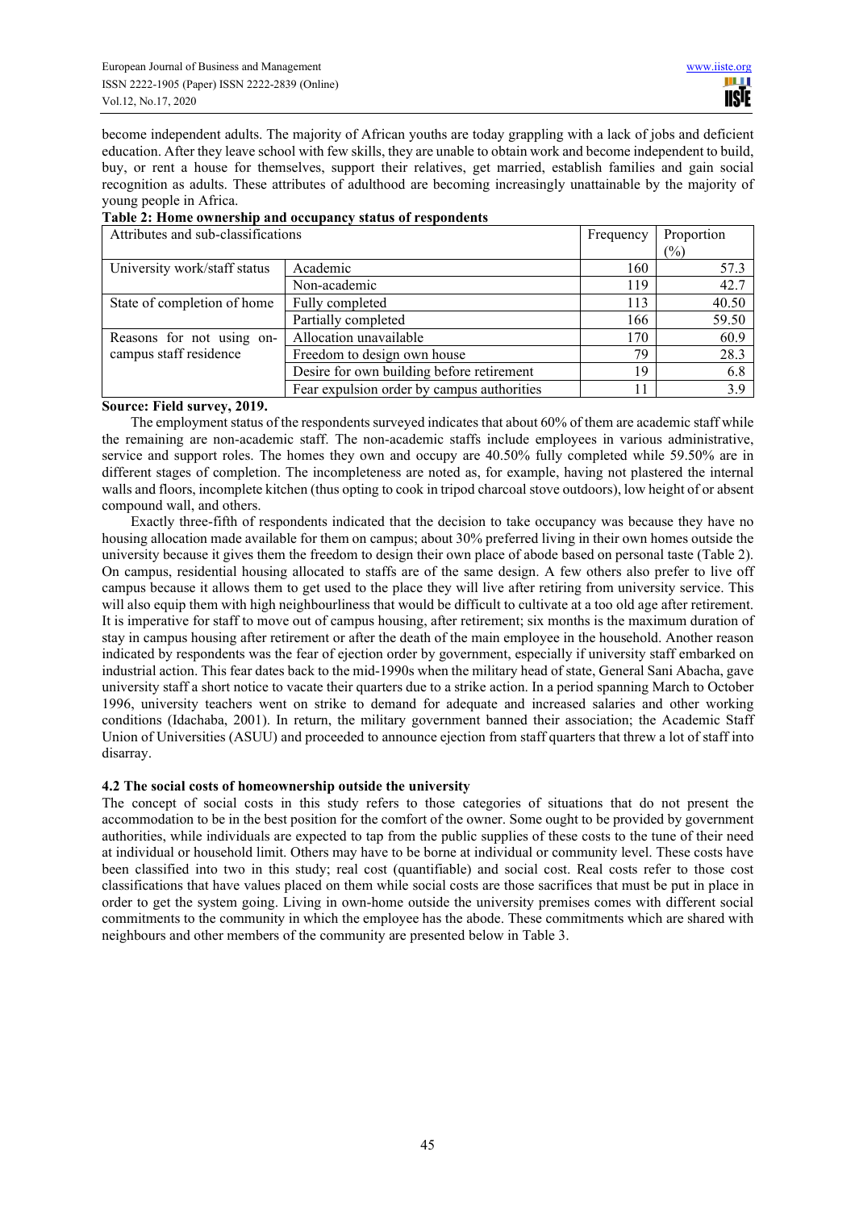become independent adults. The majority of African youths are today grappling with a lack of jobs and deficient education. After they leave school with few skills, they are unable to obtain work and become independent to build, buy, or rent a house for themselves, support their relatives, get married, establish families and gain social recognition as adults. These attributes of adulthood are becoming increasingly unattainable by the majority of young people in Africa.

**Table 2: Home ownership and occupancy status of respondents**

| Attributes and sub-classifications | | Frequency | Proportion (%) |
|---|---|---|---|
| University work/staff status | Academic | 160 | 57.3 |
| | Non-academic | 119 | 42.7 |
| State of completion of home | Fully completed | 113 | 40.50 |
| | Partially completed | 166 | 59.50 |
| Reasons for not using on-campus staff residence | Allocation unavailable | 170 | 60.9 |
| | Freedom to design own house | 79 | 28.3 |
| | Desire for own building before retirement | 19 | 6.8 |
| | Fear expulsion order by campus authorities | 11 | 3.9 |

**Source: Field survey, 2019.**

The employment status of the respondents surveyed indicates that about 60% of them are academic staff while the remaining are non-academic staff. The non-academic staffs include employees in various administrative, service and support roles. The homes they own and occupy are 40.50% fully completed while 59.50% are in different stages of completion. The incompleteness are noted as, for example, having not plastered the internal walls and floors, incomplete kitchen (thus opting to cook in tripod charcoal stove outdoors), low height of or absent compound wall, and others.

Exactly three-fifth of respondents indicated that the decision to take occupancy was because they have no housing allocation made available for them on campus; about 30% preferred living in their own homes outside the university because it gives them the freedom to design their own place of abode based on personal taste (Table 2). On campus, residential housing allocated to staffs are of the same design. A few others also prefer to live off campus because it allows them to get used to the place they will live after retiring from university service. This will also equip them with high neighbourliness that would be difficult to cultivate at a too old age after retirement. It is imperative for staff to move out of campus housing, after retirement; six months is the maximum duration of stay in campus housing after retirement or after the death of the main employee in the household. Another reason indicated by respondents was the fear of ejection order by government, especially if university staff embarked on industrial action. This fear dates back to the mid-1990s when the military head of state, General Sani Abacha, gave university staff a short notice to vacate their quarters due to a strike action. In a period spanning March to October 1996, university teachers went on strike to demand for adequate and increased salaries and other working conditions (Idachaba, 2001). In return, the military government banned their association; the Academic Staff Union of Universities (ASUU) and proceeded to announce ejection from staff quarters that threw a lot of staff into disarray.

### 4.2 The social costs of homeownership outside the university

The concept of social costs in this study refers to those categories of situations that do not present the accommodation to be in the best position for the comfort of the owner. Some ought to be provided by government authorities, while individuals are expected to tap from the public supplies of these costs to the tune of their need at individual or household limit. Others may have to be borne at individual or community level. These costs have been classified into two in this study; real cost (quantifiable) and social cost. Real costs refer to those cost classifications that have values placed on them while social costs are those sacrifices that must be put in place in order to get the system going. Living in own-home outside the university premises comes with different social commitments to the community in which the employee has the abode. These commitments which are shared with neighbours and other members of the community are presented below in Table 3.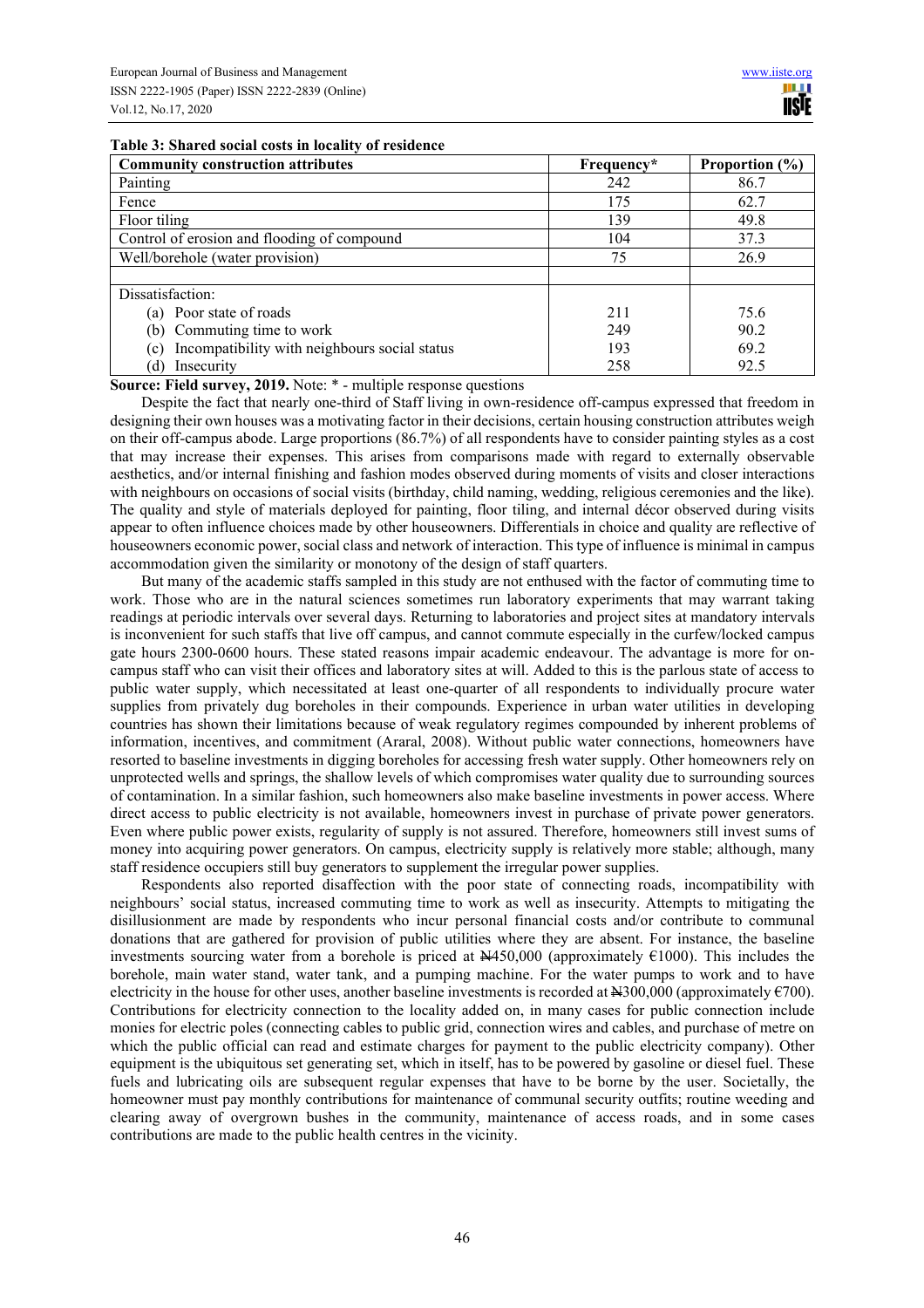**Table 3: Shared social costs in locality of residence**

| Community construction attributes | Frequency* | Proportion (%) |
|---|---|---|
| Painting | 242 | 86.7 |
| Fence | 175 | 62.7 |
| Floor tiling | 139 | 49.8 |
| Control of erosion and flooding of compound | 104 | 37.3 |
| Well/borehole (water provision) | 75 | 26.9 |
| | | |
| Dissatisfaction: | | |
| (a) Poor state of roads | 211 | 75.6 |
| (b) Commuting time to work | 249 | 90.2 |
| (c) Incompatibility with neighbours social status | 193 | 69.2 |
| (d) Insecurity | 258 | 92.5 |

**Source: Field survey, 2019.** Note: * - multiple response questions

Despite the fact that nearly one-third of Staff living in own-residence off-campus expressed that freedom in designing their own houses was a motivating factor in their decisions, certain housing construction attributes weigh on their off-campus abode. Large proportions (86.7%) of all respondents have to consider painting styles as a cost that may increase their expenses. This arises from comparisons made with regard to externally observable aesthetics, and/or internal finishing and fashion modes observed during moments of visits and closer interactions with neighbours on occasions of social visits (birthday, child naming, wedding, religious ceremonies and the like). The quality and style of materials deployed for painting, floor tiling, and internal décor observed during visits appear to often influence choices made by other houseowners. Differentials in choice and quality are reflective of houseowners economic power, social class and network of interaction. This type of influence is minimal in campus accommodation given the similarity or monotony of the design of staff quarters.

But many of the academic staffs sampled in this study are not enthused with the factor of commuting time to work. Those who are in the natural sciences sometimes run laboratory experiments that may warrant taking readings at periodic intervals over several days. Returning to laboratories and project sites at mandatory intervals is inconvenient for such staffs that live off campus, and cannot commute especially in the curfew/locked campus gate hours 2300-0600 hours. These stated reasons impair academic endeavour. The advantage is more for on-campus staff who can visit their offices and laboratory sites at will. Added to this is the parlous state of access to public water supply, which necessitated at least one-quarter of all respondents to individually procure water supplies from privately dug boreholes in their compounds. Experience in urban water utilities in developing countries has shown their limitations because of weak regulatory regimes compounded by inherent problems of information, incentives, and commitment (Araral, 2008). Without public water connections, homeowners have resorted to baseline investments in digging boreholes for accessing fresh water supply. Other homeowners rely on unprotected wells and springs, the shallow levels of which compromises water quality due to surrounding sources of contamination. In a similar fashion, such homeowners also make baseline investments in power access. Where direct access to public electricity is not available, homeowners invest in purchase of private power generators. Even where public power exists, regularity of supply is not assured. Therefore, homeowners still invest sums of money into acquiring power generators. On campus, electricity supply is relatively more stable; although, many staff residence occupiers still buy generators to supplement the irregular power supplies.

Respondents also reported disaffection with the poor state of connecting roads, incompatibility with neighbours' social status, increased commuting time to work as well as insecurity. Attempts to mitigating the disillusionment are made by respondents who incur personal financial costs and/or contribute to communal donations that are gathered for provision of public utilities where they are absent. For instance, the baseline investments sourcing water from a borehole is priced at ₦450,000 (approximately €1000). This includes the borehole, main water stand, water tank, and a pumping machine. For the water pumps to work and to have electricity in the house for other uses, another baseline investments is recorded at ₦300,000 (approximately €700). Contributions for electricity connection to the locality added on, in many cases for public connection include monies for electric poles (connecting cables to public grid, connection wires and cables, and purchase of metre on which the public official can read and estimate charges for payment to the public electricity company). Other equipment is the ubiquitous set generating set, which in itself, has to be powered by gasoline or diesel fuel. These fuels and lubricating oils are subsequent regular expenses that have to be borne by the user. Societally, the homeowner must pay monthly contributions for maintenance of communal security outfits; routine weeding and clearing away of overgrown bushes in the community, maintenance of access roads, and in some cases contributions are made to the public health centres in the vicinity.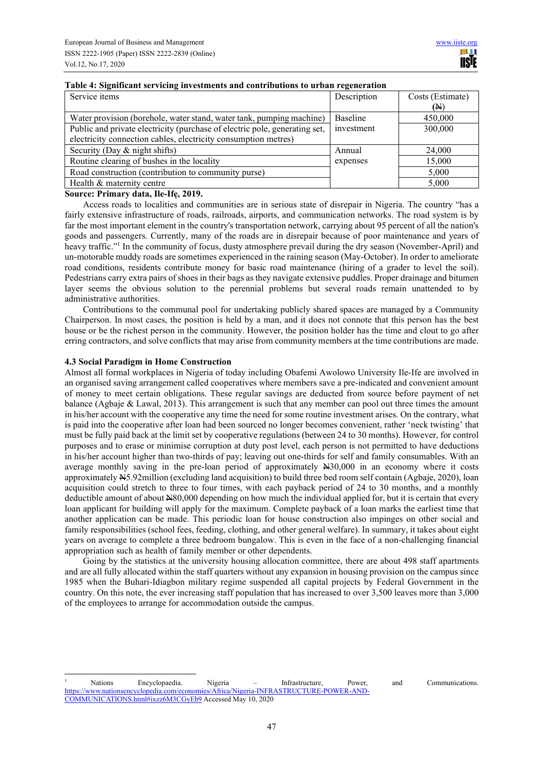**Table 4: Significant servicing investments and contributions to urban regeneration**

| Service items | Description | Costs (Estimate) (₦) |
|---|---|---|
| Water provision (borehole, water stand, water tank, pumping machine) | Baseline investment | 450,000 |
| Public and private electricity (purchase of electric pole, generating set, electricity connection cables, electricity consumption metres) | | 300,000 |
| Security (Day & night shifts) | Annual expenses | 24,000 |
| Routine clearing of bushes in the locality | | 15,000 |
| Road construction (contribution to community purse) | | 5,000 |
| Health & maternity centre | | 5,000 |

**Source: Primary data, Ile-Ifẹ, 2019.**

Access roads to localities and communities are in serious state of disrepair in Nigeria. The country "has a fairly extensive infrastructure of roads, railroads, airports, and communication networks. The road system is by far the most important element in the country's transportation network, carrying about 95 percent of all the nation's goods and passengers. Currently, many of the roads are in disrepair because of poor maintenance and years of heavy traffic."[1] In the community of focus, dusty atmosphere prevail during the dry season (November-April) and un-motorable muddy roads are sometimes experienced in the raining season (May-October). In order to ameliorate road conditions, residents contribute money for basic road maintenance (hiring of a grader to level the soil). Pedestrians carry extra pairs of shoes in their bags as they navigate extensive puddles. Proper drainage and bitumen layer seems the obvious solution to the perennial problems but several roads remain unattended to by administrative authorities.

Contributions to the communal pool for undertaking publicly shared spaces are managed by a Community Chairperson. In most cases, the position is held by a man, and it does not connote that this person has the best house or be the richest person in the community. However, the position holder has the time and clout to go after erring contractors, and solve conflicts that may arise from community members at the time contributions are made.

### 4.3 Social Paradigm in Home Construction

Almost all formal workplaces in Nigeria of today including Obafemi Awolowo University Ile-Ife are involved in an organised saving arrangement called cooperatives where members save a pre-indicated and convenient amount of money to meet certain obligations. These regular savings are deducted from source before payment of net balance (Agbaje & Lawal, 2013). This arrangement is such that any member can pool out three times the amount in his/her account with the cooperative any time the need for some routine investment arises. On the contrary, what is paid into the cooperative after loan had been sourced no longer becomes convenient, rather 'neck twisting' that must be fully paid back at the limit set by cooperative regulations (between 24 to 30 months). However, for control purposes and to erase or minimise corruption at duty post level, each person is not permitted to have deductions in his/her account higher than two-thirds of pay; leaving out one-thirds for self and family consumables. With an average monthly saving in the pre-loan period of approximately ₦30,000 in an economy where it costs approximately ₦5.92million (excluding land acquisition) to build three bed room self contain (Agbaje, 2020), loan acquisition could stretch to three to four times, with each payback period of 24 to 30 months, and a monthly deductible amount of about ₦80,000 depending on how much the individual applied for, but it is certain that every loan applicant for building will apply for the maximum. Complete payback of a loan marks the earliest time that another application can be made. This periodic loan for house construction also impinges on other social and family responsibilities (school fees, feeding, clothing, and other general welfare). In summary, it takes about eight years on average to complete a three bedroom bungalow. This is even in the face of a non-challenging financial appropriation such as health of family member or other dependents.

Going by the statistics at the university housing allocation committee, there are about 498 staff apartments and are all fully allocated within the staff quarters without any expansion in housing provision on the campus since 1985 when the Buhari-Idiagbon military regime suspended all capital projects by Federal Government in the country. On this note, the ever increasing staff population that has increased to over 3,500 leaves more than 3,000 of the employees to arrange for accommodation outside the campus.

---

[1] Nations Encyclopaedia. Nigeria – Infrastructure, Power, and Communications. https://www.nationsencyclopedia.com/economies/Africa/Nigeria-INFRASTRUCTURE-POWER-AND-COMMUNICATIONS.html#ixzz6M3CGyEb9 Accessed May 10, 2020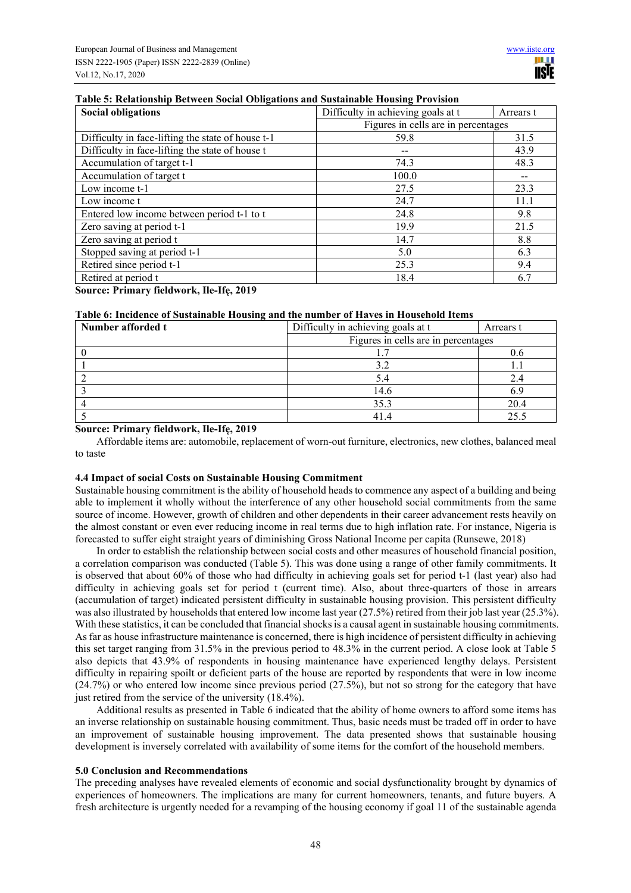**Table 5: Relationship Between Social Obligations and Sustainable Housing Provision**

| Social obligations | Difficulty in achieving goals at t | Arrears t |
|---|---|---|
| | Figures in cells are in percentages | |
| Difficulty in face-lifting the state of house t-1 | 59.8 | 31.5 |
| Difficulty in face-lifting the state of house t | -- | 43.9 |
| Accumulation of target t-1 | 74.3 | 48.3 |
| Accumulation of target t | 100.0 | -- |
| Low income t-1 | 27.5 | 23.3 |
| Low income t | 24.7 | 11.1 |
| Entered low income between period t-1 to t | 24.8 | 9.8 |
| Zero saving at period t-1 | 19.9 | 21.5 |
| Zero saving at period t | 14.7 | 8.8 |
| Stopped saving at period t-1 | 5.0 | 6.3 |
| Retired since period t-1 | 25.3 | 9.4 |
| Retired at period t | 18.4 | 6.7 |

**Source: Primary fieldwork, Ile-Ifę, 2019**

**Table 6: Incidence of Sustainable Housing and the number of Haves in Household Items**

| Number afforded t | Difficulty in achieving goals at t | Arrears t |
|---|---|---|
| | Figures in cells are in percentages | |
| 0 | 1.7 | 0.6 |
| 1 | 3.2 | 1.1 |
| 2 | 5.4 | 2.4 |
| 3 | 14.6 | 6.9 |
| 4 | 35.3 | 20.4 |
| 5 | 41.4 | 25.5 |

**Source: Primary fieldwork, Ile-Ifę, 2019**

Affordable items are: automobile, replacement of worn-out furniture, electronics, new clothes, balanced meal to taste

### 4.4 Impact of social Costs on Sustainable Housing Commitment

Sustainable housing commitment is the ability of household heads to commence any aspect of a building and being able to implement it wholly without the interference of any other household social commitments from the same source of income. However, growth of children and other dependents in their career advancement rests heavily on the almost constant or even ever reducing income in real terms due to high inflation rate. For instance, Nigeria is forecasted to suffer eight straight years of diminishing Gross National Income per capita (Runsewe, 2018)

In order to establish the relationship between social costs and other measures of household financial position, a correlation comparison was conducted (Table 5). This was done using a range of other family commitments. It is observed that about 60% of those who had difficulty in achieving goals set for period t-1 (last year) also had difficulty in achieving goals set for period t (current time). Also, about three-quarters of those in arrears (accumulation of target) indicated persistent difficulty in sustainable housing provision. This persistent difficulty was also illustrated by households that entered low income last year (27.5%) retired from their job last year (25.3%). With these statistics, it can be concluded that financial shocks is a causal agent in sustainable housing commitments. As far as house infrastructure maintenance is concerned, there is high incidence of persistent difficulty in achieving this set target ranging from 31.5% in the previous period to 48.3% in the current period. A close look at Table 5 also depicts that 43.9% of respondents in housing maintenance have experienced lengthy delays. Persistent difficulty in repairing spoilt or deficient parts of the house are reported by respondents that were in low income (24.7%) or who entered low income since previous period (27.5%), but not so strong for the category that have just retired from the service of the university (18.4%).

Additional results as presented in Table 6 indicated that the ability of home owners to afford some items has an inverse relationship on sustainable housing commitment. Thus, basic needs must be traded off in order to have an improvement of sustainable housing improvement. The data presented shows that sustainable housing development is inversely correlated with availability of some items for the comfort of the household members.

## 5.0 Conclusion and Recommendations

The preceding analyses have revealed elements of economic and social dysfunctionality brought by dynamics of experiences of homeowners. The implications are many for current homeowners, tenants, and future buyers. A fresh architecture is urgently needed for a revamping of the housing economy if goal 11 of the sustainable agenda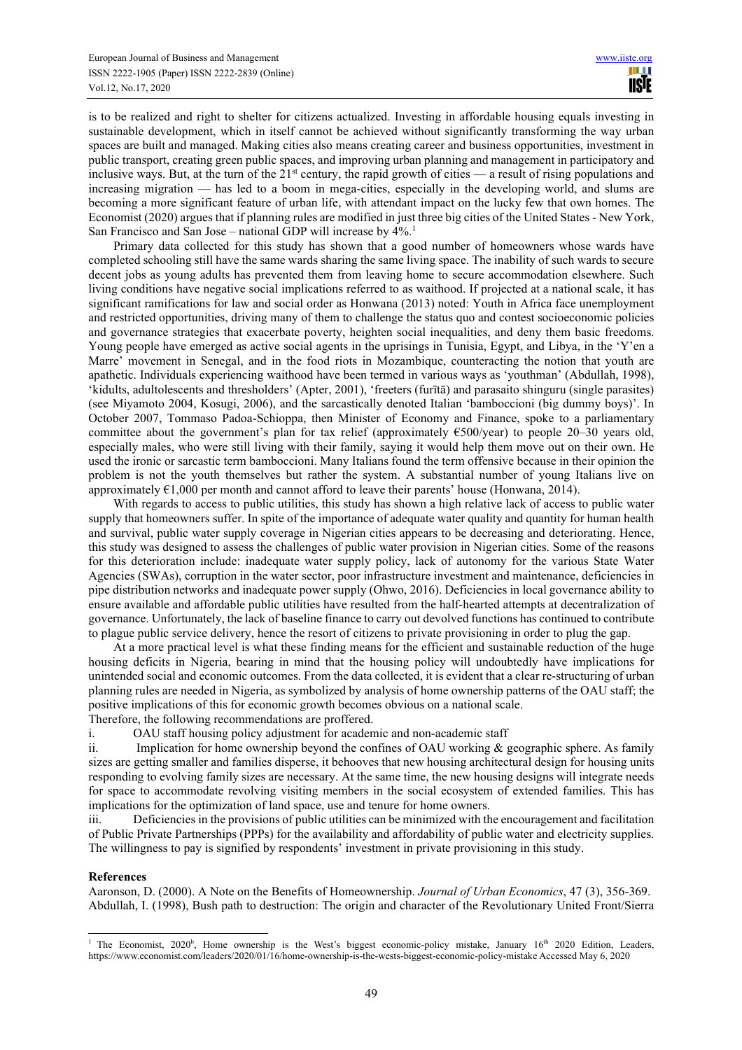is to be realized and right to shelter for citizens actualized. Investing in affordable housing equals investing in sustainable development, which in itself cannot be achieved without significantly transforming the way urban spaces are built and managed. Making cities also means creating career and business opportunities, investment in public transport, creating green public spaces, and improving urban planning and management in participatory and inclusive ways. But, at the turn of the 21st century, the rapid growth of cities — a result of rising populations and increasing migration — has led to a boom in mega-cities, especially in the developing world, and slums are becoming a more significant feature of urban life, with attendant impact on the lucky few that own homes. The Economist (2020) argues that if planning rules are modified in just three big cities of the United States - New York, San Francisco and San Jose – national GDP will increase by 4%.[1]

Primary data collected for this study has shown that a good number of homeowners whose wards have completed schooling still have the same wards sharing the same living space. The inability of such wards to secure decent jobs as young adults has prevented them from leaving home to secure accommodation elsewhere. Such living conditions have negative social implications referred to as waithood. If projected at a national scale, it has significant ramifications for law and social order as Honwana (2013) noted: Youth in Africa face unemployment and restricted opportunities, driving many of them to challenge the status quo and contest socioeconomic policies and governance strategies that exacerbate poverty, heighten social inequalities, and deny them basic freedoms. Young people have emerged as active social agents in the uprisings in Tunisia, Egypt, and Libya, in the 'Y'en a Marre' movement in Senegal, and in the food riots in Mozambique, counteracting the notion that youth are apathetic. Individuals experiencing waithood have been termed in various ways as 'youthman' (Abdullah, 1998), 'kidults, adultolescents and thresholders' (Apter, 2001), 'freeters (furītā) and parasaito shinguru (single parasites) (see Miyamoto 2004, Kosugi, 2006), and the sarcastically denoted Italian 'bamboccioni (big dummy boys)'. In October 2007, Tommaso Padoa-Schioppa, then Minister of Economy and Finance, spoke to a parliamentary committee about the government's plan for tax relief (approximately €500/year) to people 20–30 years old, especially males, who were still living with their family, saying it would help them move out on their own. He used the ironic or sarcastic term bamboccioni. Many Italians found the term offensive because in their opinion the problem is not the youth themselves but rather the system. A substantial number of young Italians live on approximately €1,000 per month and cannot afford to leave their parents' house (Honwana, 2014).

With regards to access to public utilities, this study has shown a high relative lack of access to public water supply that homeowners suffer. In spite of the importance of adequate water quality and quantity for human health and survival, public water supply coverage in Nigerian cities appears to be decreasing and deteriorating. Hence, this study was designed to assess the challenges of public water provision in Nigerian cities. Some of the reasons for this deterioration include: inadequate water supply policy, lack of autonomy for the various State Water Agencies (SWAs), corruption in the water sector, poor infrastructure investment and maintenance, deficiencies in pipe distribution networks and inadequate power supply (Ohwo, 2016). Deficiencies in local governance ability to ensure available and affordable public utilities have resulted from the half-hearted attempts at decentralization of governance. Unfortunately, the lack of baseline finance to carry out devolved functions has continued to contribute to plague public service delivery, hence the resort of citizens to private provisioning in order to plug the gap.

At a more practical level is what these finding means for the efficient and sustainable reduction of the huge housing deficits in Nigeria, bearing in mind that the housing policy will undoubtedly have implications for unintended social and economic outcomes. From the data collected, it is evident that a clear re-structuring of urban planning rules are needed in Nigeria, as symbolized by analysis of home ownership patterns of the OAU staff; the positive implications of this for economic growth becomes obvious on a national scale.

Therefore, the following recommendations are proffered.

i. OAU staff housing policy adjustment for academic and non-academic staff

ii. Implication for home ownership beyond the confines of OAU working & geographic sphere. As family sizes are getting smaller and families disperse, it behooves that new housing architectural design for housing units responding to evolving family sizes are necessary. At the same time, the new housing designs will integrate needs for space to accommodate revolving visiting members in the social ecosystem of extended families. This has implications for the optimization of land space, use and tenure for home owners.

iii. Deficiencies in the provisions of public utilities can be minimized with the encouragement and facilitation of Public Private Partnerships (PPPs) for the availability and affordability of public water and electricity supplies. The willingness to pay is signified by respondents' investment in private provisioning in this study.

## References

Aaronson, D. (2000). A Note on the Benefits of Homeownership. *Journal of Urban Economics*, 47 (3), 356-369.

Abdullah, I. (1998), Bush path to destruction: The origin and character of the Revolutionary United Front/Sierra

---

[1] The Economist, 2020[b], Home ownership is the West's biggest economic-policy mistake, January 16th 2020 Edition, Leaders, https://www.economist.com/leaders/2020/01/16/home-ownership-is-the-wests-biggest-economic-policy-mistake Accessed May 6, 2020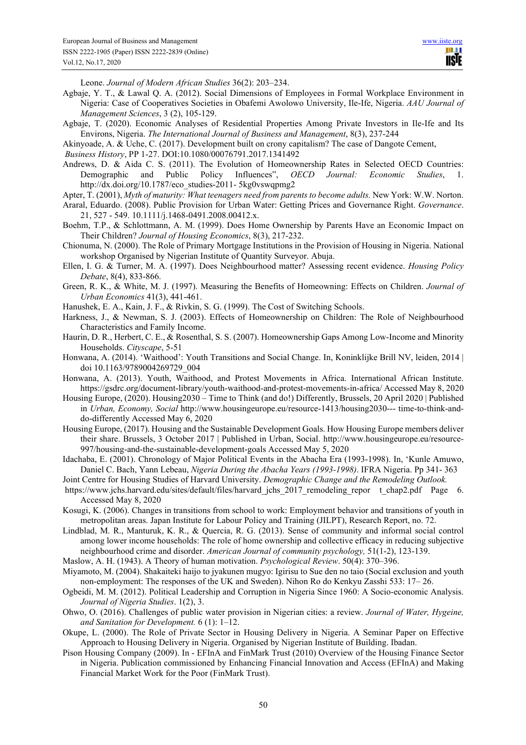Leone. *Journal of Modern African Studies* 36(2): 203–234.

Agbaje, Y. T., & Lawal Q. A. (2012). Social Dimensions of Employees in Formal Workplace Environment in Nigeria: Case of Cooperatives Societies in Obafemi Awolowo University, Ile-Ife, Nigeria. *AAU Journal of Management Sciences*, 3 (2), 105-129.

Agbaje, T. (2020). Economic Analyses of Residential Properties Among Private Investors in Ile-Ife and Its Environs, Nigeria. *The International Journal of Business and Management*, 8(3), 237-244

Akinyoade, A. & Uche, C. (2017). Development built on crony capitalism? The case of Dangote Cement, *Business History*, PP 1-27. DOI:10.1080/00076791.2017.1341492

Andrews, D. & Aida C. S. (2011). The Evolution of Homeownership Rates in Selected OECD Countries: Demographic and Public Policy Influences", *OECD Journal: Economic Studies*, 1. http://dx.doi.org/10.1787/eco_studies-2011- 5kg0vswqpmg2

Apter, T. (2001), *Myth of maturity: What teenagers need from parents to become adults.* New York: W.W. Norton.

Araral, Eduardo. (2008). Public Provision for Urban Water: Getting Prices and Governance Right. *Governance*. 21, 527 - 549. 10.1111/j.1468-0491.2008.00412.x.

Boehm, T.P., & Schlottmann, A. M. (1999). Does Home Ownership by Parents Have an Economic Impact on Their Children? *Journal of Housing Economics*, 8(3), 217-232.

Chionuma, N. (2000). The Role of Primary Mortgage Institutions in the Provision of Housing in Nigeria. National workshop Organised by Nigerian Institute of Quantity Surveyor. Abuja.

Ellen, I. G. & Turner, M. A. (1997). Does Neighbourhood matter? Assessing recent evidence. *Housing Policy Debate*, 8(4), 833-866.

Green, R. K., & White, M. J. (1997). Measuring the Benefits of Homeowning: Effects on Children. *Journal of Urban Economics* 41(3), 441-461.

Hanushek, E. A., Kain, J. F., & Rivkin, S. G. (1999). The Cost of Switching Schools.

Harkness, J., & Newman, S. J. (2003). Effects of Homeownership on Children: The Role of Neighbourhood Characteristics and Family Income.

Haurin, D. R., Herbert, C. E., & Rosenthal, S. S. (2007). Homeownership Gaps Among Low-Income and Minority Households. *Cityscape*, 5-51

Honwana, A. (2014). 'Waithood': Youth Transitions and Social Change. In, Koninklijke Brill NV, leiden, 2014 | doi 10.1163/9789004269729_004

Honwana, A. (2013). Youth, Waithood, and Protest Movements in Africa. International African Institute. https://gsdrc.org/document-library/youth-waithood-and-protest-movements-in-africa/ Accessed May 8, 2020

Housing Europe, (2020). Housing2030 – Time to Think (and do!) Differently, Brussels, 20 April 2020 | Published in *Urban, Economy, Social* http://www.housingeurope.eu/resource-1413/housing2030--- time-to-think-and-do-differently Accessed May 6, 2020

Housing Europe, (2017). Housing and the Sustainable Development Goals. How Housing Europe members deliver their share. Brussels, 3 October 2017 | Published in Urban, Social. http://www.housingeurope.eu/resource-997/housing-and-the-sustainable-development-goals Accessed May 5, 2020

Idachaba, E. (2001). Chronology of Major Political Events in the Abacha Era (1993-1998). In, 'Kunle Amuwo, Daniel C. Bach, Yann Lebeau, *Nigeria During the Abacha Years (1993-1998)*. IFRA Nigeria. Pp 341- 363

Joint Centre for Housing Studies of Harvard University. *Demographic Change and the Remodeling Outlook.* https://www.jchs.harvard.edu/sites/default/files/harvard_jchs_2017_remodeling_repor t_chap2.pdf Page 6. Accessed May 8, 2020

Kosugi, K. (2006). Changes in transitions from school to work: Employment behavior and transitions of youth in metropolitan areas. Japan Institute for Labour Policy and Training (JILPT), Research Report, no. 72.

Lindblad, M. R., Manturuk, K. R., & Quercia, R. G. (2013). Sense of community and informal social control among lower income households: The role of home ownership and collective efficacy in reducing subjective neighbourhood crime and disorder. *American Journal of community psychology,* 51(1-2), 123-139.

Maslow, A. H. (1943). A Theory of human motivation. *Psychological Review*. 50(4): 370–396.

Miyamoto, M. (2004). Shakaiteki haijo to jyakunen mugyo: Igirisu to Sue den no taio (Social exclusion and youth non-employment: The responses of the UK and Sweden). Nihon Ro do Kenkyu Zasshi 533: 17– 26.

Ogbeidi, M. M. (2012). Political Leadership and Corruption in Nigeria Since 1960: A Socio-economic Analysis. *Journal of Nigeria Studies*. 1(2), 3.

Ohwo, O. (2016). Challenges of public water provision in Nigerian cities: a review. *Journal of Water, Hygeine, and Sanitation for Development.* 6 (1): 1–12.

Okupe, L. (2000). The Role of Private Sector in Housing Delivery in Nigeria. A Seminar Paper on Effective Approach to Housing Delivery in Nigeria. Organised by Nigerian Institute of Building. Ibadan.

Pison Housing Company (2009). In - EFInA and FinMark Trust (2010) Overview of the Housing Finance Sector in Nigeria. Publication commissioned by Enhancing Financial Innovation and Access (EFInA) and Making Financial Market Work for the Poor (FinMark Trust).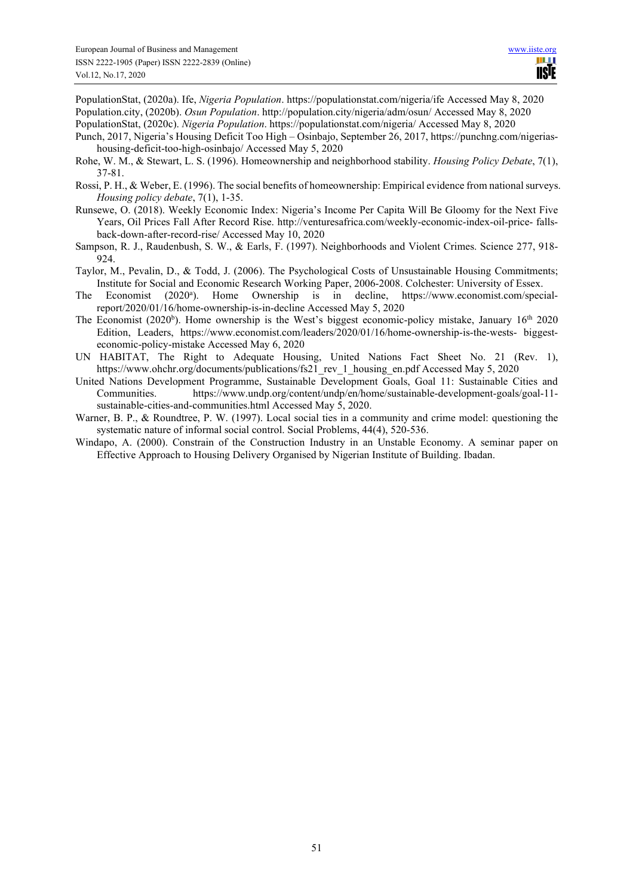PopulationStat, (2020a). Ife, *Nigeria Population*. https://populationstat.com/nigeria/ife Accessed May 8, 2020

Population.city, (2020b). *Osun Population*. http://population.city/nigeria/adm/osun/ Accessed May 8, 2020

PopulationStat, (2020c). *Nigeria Population*. https://populationstat.com/nigeria/ Accessed May 8, 2020

Punch, 2017, Nigeria's Housing Deficit Too High – Osinbajo, September 26, 2017, https://punchng.com/nigerias-housing-deficit-too-high-osinbajo/ Accessed May 5, 2020

Rohe, W. M., & Stewart, L. S. (1996). Homeownership and neighborhood stability. *Housing Policy Debate*, 7(1), 37-81.

Rossi, P. H., & Weber, E. (1996). The social benefits of homeownership: Empirical evidence from national surveys. *Housing policy debate*, 7(1), 1-35.

Runsewe, O. (2018). Weekly Economic Index: Nigeria's Income Per Capita Will Be Gloomy for the Next Five Years, Oil Prices Fall After Record Rise. http://venturesafrica.com/weekly-economic-index-oil-price- falls-back-down-after-record-rise/ Accessed May 10, 2020

Sampson, R. J., Raudenbush, S. W., & Earls, F. (1997). Neighborhoods and Violent Crimes. Science 277, 918-924.

Taylor, M., Pevalin, D., & Todd, J. (2006). The Psychological Costs of Unsustainable Housing Commitments; Institute for Social and Economic Research Working Paper, 2006-2008. Colchester: University of Essex.

The Economist (2020[a]). Home Ownership is in decline, https://www.economist.com/special-report/2020/01/16/home-ownership-is-in-decline Accessed May 5, 2020

The Economist (2020[b]). Home ownership is the West's biggest economic-policy mistake, January 16th 2020 Edition, Leaders, https://www.economist.com/leaders/2020/01/16/home-ownership-is-the-wests- biggest-economic-policy-mistake Accessed May 6, 2020

UN HABITAT, The Right to Adequate Housing, United Nations Fact Sheet No. 21 (Rev. 1), https://www.ohchr.org/documents/publications/fs21_rev_1_housing_en.pdf Accessed May 5, 2020

United Nations Development Programme, Sustainable Development Goals, Goal 11: Sustainable Cities and Communities. https://www.undp.org/content/undp/en/home/sustainable-development-goals/goal-11-sustainable-cities-and-communities.html Accessed May 5, 2020.

Warner, B. P., & Roundtree, P. W. (1997). Local social ties in a community and crime model: questioning the systematic nature of informal social control. Social Problems, 44(4), 520-536.

Windapo, A. (2000). Constrain of the Construction Industry in an Unstable Economy. A seminar paper on Effective Approach to Housing Delivery Organised by Nigerian Institute of Building. Ibadan.